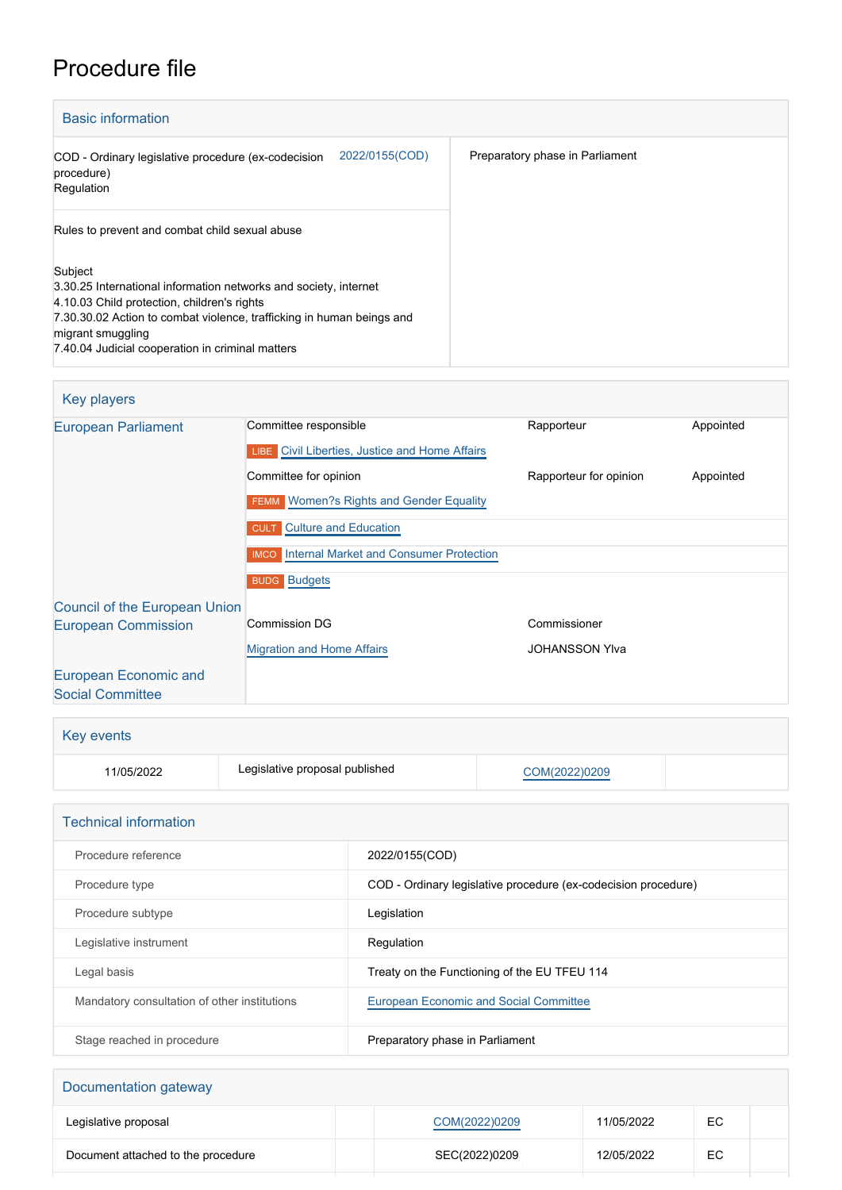# Procedure file

## Basic information

| | | |
|---|---|---|
| COD - Ordinary legislative procedure (ex-codecision procedure)<br>Regulation | 2022/0155(COD) | Preparatory phase in Parliament |
| Rules to prevent and combat child sexual abuse<br><br>Subject<br>3.30.25 International information networks and society, internet<br>4.10.03 Child protection, children's rights<br>7.30.30.02 Action to combat violence, trafficking in human beings and migrant smuggling<br>7.40.04 Judicial cooperation in criminal matters | | |

## Key players

| | | | |
|---|---|---|---|
| European Parliament | Committee responsible | Rapporteur | Appointed |
| | LIBE Civil Liberties, Justice and Home Affairs | | |
| | Committee for opinion | Rapporteur for opinion | Appointed |
| | FEMM Women?s Rights and Gender Equality | | |
| | CULT Culture and Education | | |
| | IMCO Internal Market and Consumer Protection | | |
| | BUDG Budgets | | |
| Council of the European Union | | | |
| European Commission | Commission DG | Commissioner | |
| | Migration and Home Affairs | JOHANSSON Ylva | |
| European Economic and Social Committee | | | |

## Key events

| | | | |
|---|---|---|---|
| 11/05/2022 | Legislative proposal published | COM(2022)0209 | |

## Technical information

| | |
|---|---|
| Procedure reference | 2022/0155(COD) |
| Procedure type | COD - Ordinary legislative procedure (ex-codecision procedure) |
| Procedure subtype | Legislation |
| Legislative instrument | Regulation |
| Legal basis | Treaty on the Functioning of the EU TFEU 114 |
| Mandatory consultation of other institutions | European Economic and Social Committee |
| Stage reached in procedure | Preparatory phase in Parliament |

## Documentation gateway

| | | | | | |
|---|---|---|---|---|---|
| Legislative proposal | | COM(2022)0209 | 11/05/2022 | EC | |
| Document attached to the procedure | | SEC(2022)0209 | 12/05/2022 | EC | |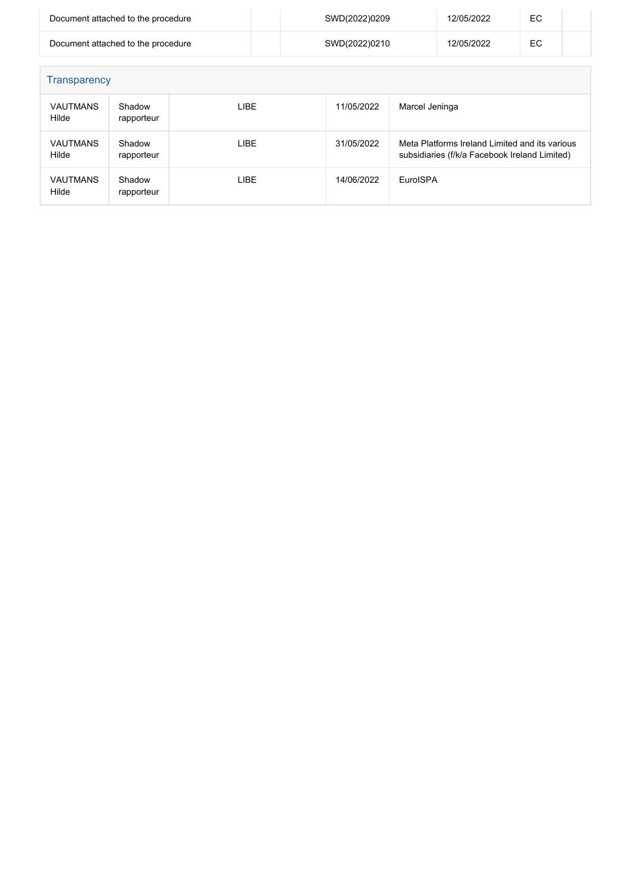| | | | | | |
|---|---|---|---|---|---|
| Document attached to the procedure | | SWD(2022)0209 | 12/05/2022 | EC | |
| Document attached to the procedure | | SWD(2022)0210 | 12/05/2022 | EC | |

## Transparency

| | | | | |
|---|---|---|---|---|
| VAUTMANS Hilde | Shadow rapporteur | LIBE | 11/05/2022 | Marcel Jeninga |
| VAUTMANS Hilde | Shadow rapporteur | LIBE | 31/05/2022 | Meta Platforms Ireland Limited and its various subsidiaries (f/k/a Facebook Ireland Limited) |
| VAUTMANS Hilde | Shadow rapporteur | LIBE | 14/06/2022 | EuroISPA |